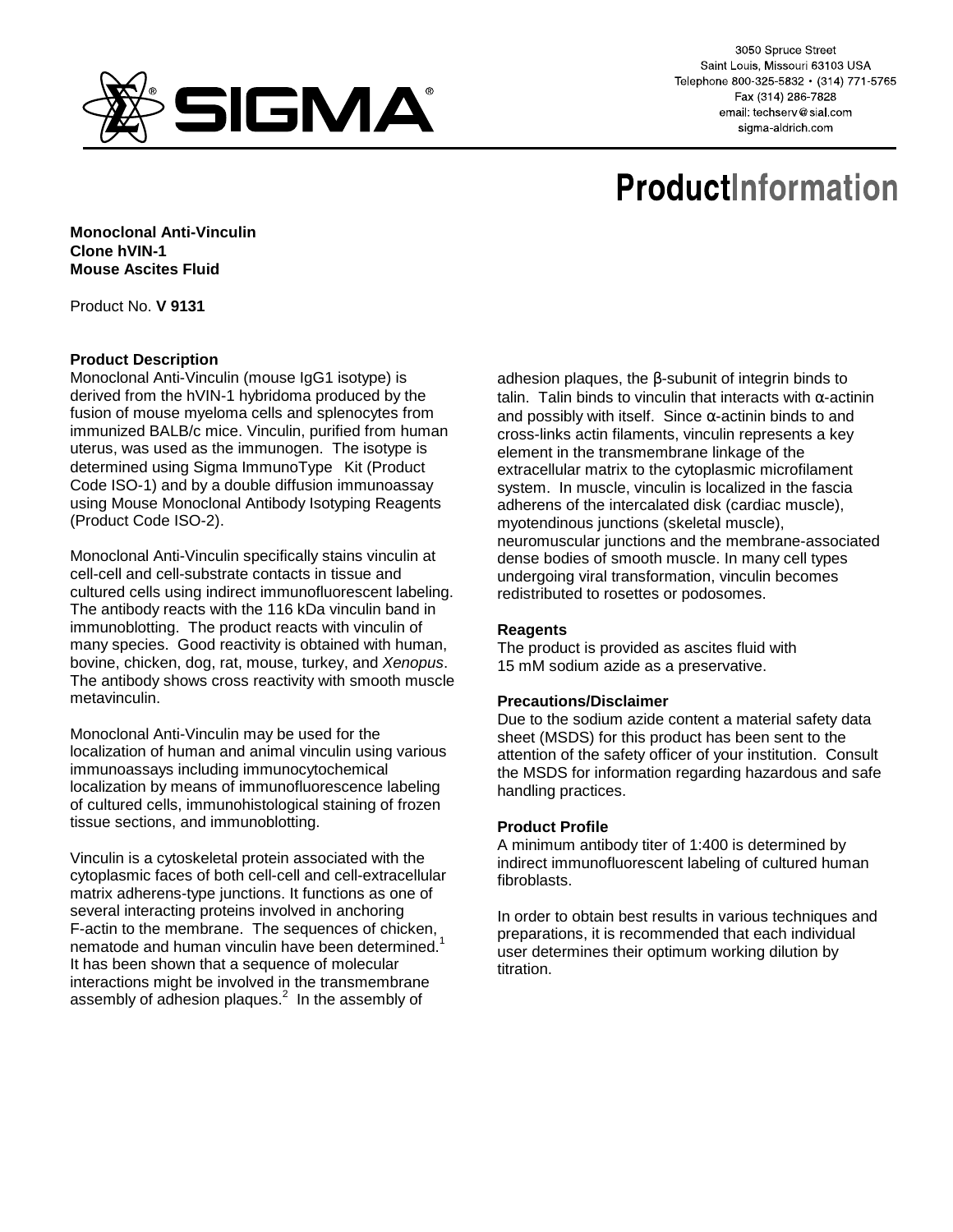3050 Spruce Street
Saint Louis, Missouri 63103 USA
Telephone 800-325-5832 • (314) 771-5765
Fax (314) 286-7828
email: techserv@sial.com
sigma-aldrich.com

# ProductInformation

**Monoclonal Anti-Vinculin**
**Clone hVIN-1**
**Mouse Ascites Fluid**

Product No. **V 9131**

### Product Description

Monoclonal Anti-Vinculin (mouse IgG1 isotype) is derived from the hVIN-1 hybridoma produced by the fusion of mouse myeloma cells and splenocytes from immunized BALB/c mice. Vinculin, purified from human uterus, was used as the immunogen. The isotype is determined using Sigma ImmunoType Kit (Product Code ISO-1) and by a double diffusion immunoassay using Mouse Monoclonal Antibody Isotyping Reagents (Product Code ISO-2).

Monoclonal Anti-Vinculin specifically stains vinculin at cell-cell and cell-substrate contacts in tissue and cultured cells using indirect immunofluorescent labeling. The antibody reacts with the 116 kDa vinculin band in immunoblotting. The product reacts with vinculin of many species. Good reactivity is obtained with human, bovine, chicken, dog, rat, mouse, turkey, and *Xenopus*. The antibody shows cross reactivity with smooth muscle metavinculin.

Monoclonal Anti-Vinculin may be used for the localization of human and animal vinculin using various immunoassays including immunocytochemical localization by means of immunofluorescence labeling of cultured cells, immunohistological staining of frozen tissue sections, and immunoblotting.

Vinculin is a cytoskeletal protein associated with the cytoplasmic faces of both cell-cell and cell-extracellular matrix adherens-type junctions. It functions as one of several interacting proteins involved in anchoring F-actin to the membrane. The sequences of chicken, nematode and human vinculin have been determined.[1] It has been shown that a sequence of molecular interactions might be involved in the transmembrane assembly of adhesion plaques.[2] In the assembly of adhesion plaques, the β-subunit of integrin binds to talin. Talin binds to vinculin that interacts with α-actinin and possibly with itself. Since α-actinin binds to and cross-links actin filaments, vinculin represents a key element in the transmembrane linkage of the extracellular matrix to the cytoplasmic microfilament system. In muscle, vinculin is localized in the fascia adherens of the intercalated disk (cardiac muscle), myotendinous junctions (skeletal muscle), neuromuscular junctions and the membrane-associated dense bodies of smooth muscle. In many cell types undergoing viral transformation, vinculin becomes redistributed to rosettes or podosomes.

### Reagents

The product is provided as ascites fluid with 15 mM sodium azide as a preservative.

### Precautions/Disclaimer

Due to the sodium azide content a material safety data sheet (MSDS) for this product has been sent to the attention of the safety officer of your institution. Consult the MSDS for information regarding hazardous and safe handling practices.

### Product Profile

A minimum antibody titer of 1:400 is determined by indirect immunofluorescent labeling of cultured human fibroblasts.

In order to obtain best results in various techniques and preparations, it is recommended that each individual user determines their optimum working dilution by titration.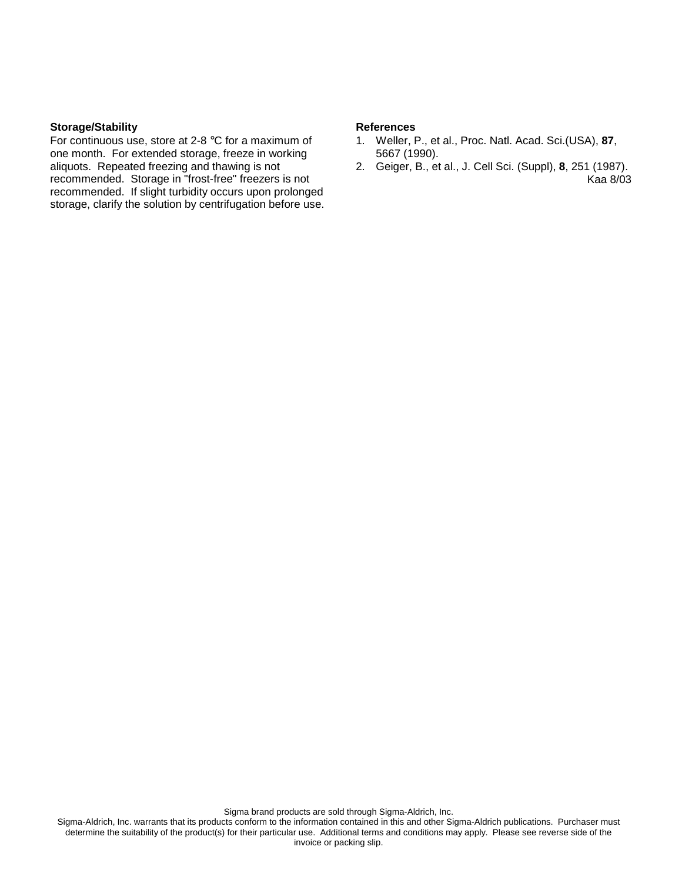**Storage/Stability**

For continuous use, store at 2-8 °C for a maximum of one month. For extended storage, freeze in working aliquots. Repeated freezing and thawing is not recommended. Storage in "frost-free" freezers is not recommended. If slight turbidity occurs upon prolonged storage, clarify the solution by centrifugation before use.

**References**

1. Weller, P., et al., Proc. Natl. Acad. Sci.(USA), **87**, 5667 (1990).
2. Geiger, B., et al., J. Cell Sci. (Suppl), **8**, 251 (1987).

Kaa 8/03

Sigma brand products are sold through Sigma-Aldrich, Inc.
Sigma-Aldrich, Inc. warrants that its products conform to the information contained in this and other Sigma-Aldrich publications. Purchaser must determine the suitability of the product(s) for their particular use. Additional terms and conditions may apply. Please see reverse side of the invoice or packing slip.